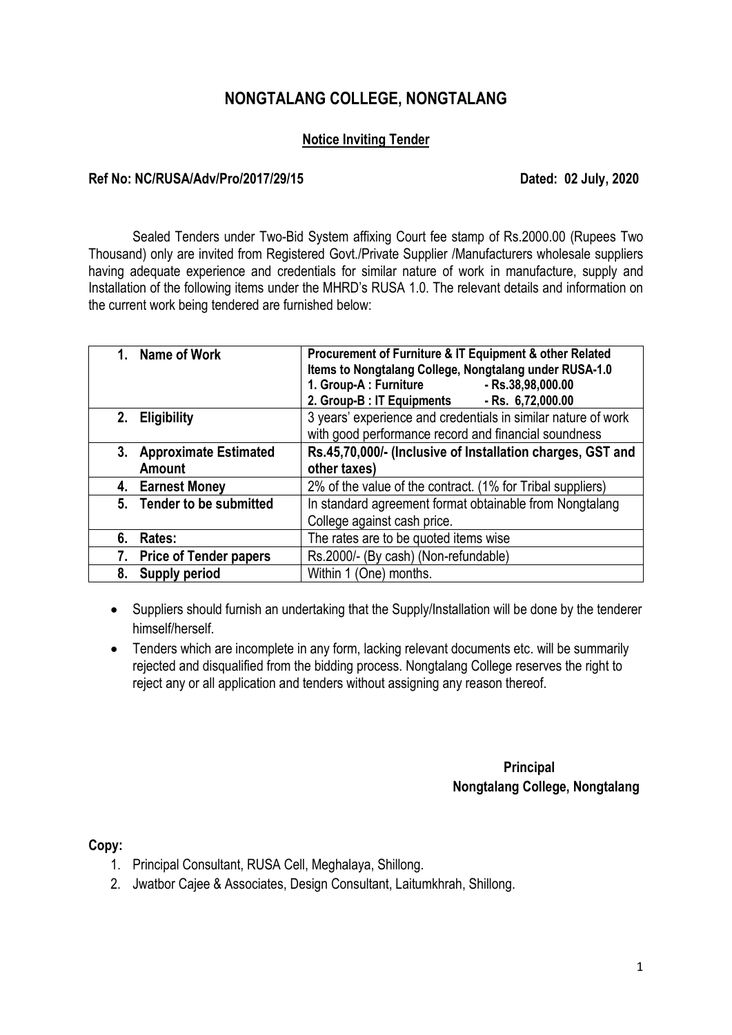# NONGTALANG COLLEGE, NONGTALANG

## Notice Inviting Tender

**Ref No: NC/RUSA/Adv/Pro/2017/29/15** **Dated: 02 July, 2020**

Sealed Tenders under Two-Bid System affixing Court fee stamp of Rs.2000.00 (Rupees Two Thousand) only are invited from Registered Govt./Private Supplier /Manufacturers wholesale suppliers having adequate experience and credentials for similar nature of work in manufacture, supply and Installation of the following items under the MHRD's RUSA 1.0. The relevant details and information on the current work being tendered are furnished below:

| | |
|---|---|
| **1. Name of Work** | **Procurement of Furniture & IT Equipment & other Related Items to Nongtalang College, Nongtalang under RUSA-1.0**<br>**1. Group-A : Furniture - Rs.38,98,000.00**<br>**2. Group-B : IT Equipments - Rs. 6,72,000.00** |
| **2. Eligibility** | 3 years' experience and credentials in similar nature of work with good performance record and financial soundness |
| **3. Approximate Estimated Amount** | **Rs.45,70,000/- (Inclusive of Installation charges, GST and other taxes)** |
| **4. Earnest Money** | 2% of the value of the contract. (1% for Tribal suppliers) |
| **5. Tender to be submitted** | In standard agreement format obtainable from Nongtalang College against cash price. |
| **6. Rates:** | The rates are to be quoted items wise |
| **7. Price of Tender papers** | Rs.2000/- (By cash) (Non-refundable) |
| **8. Supply period** | Within 1 (One) months. |

- Suppliers should furnish an undertaking that the Supply/Installation will be done by the tenderer himself/herself.
- Tenders which are incomplete in any form, lacking relevant documents etc. will be summarily rejected and disqualified from the bidding process. Nongtalang College reserves the right to reject any or all application and tenders without assigning any reason thereof.

**Principal**
**Nongtalang College, Nongtalang**

**Copy:**

1. Principal Consultant, RUSA Cell, Meghalaya, Shillong.
2. Jwatbor Cajee & Associates, Design Consultant, Laitumkhrah, Shillong.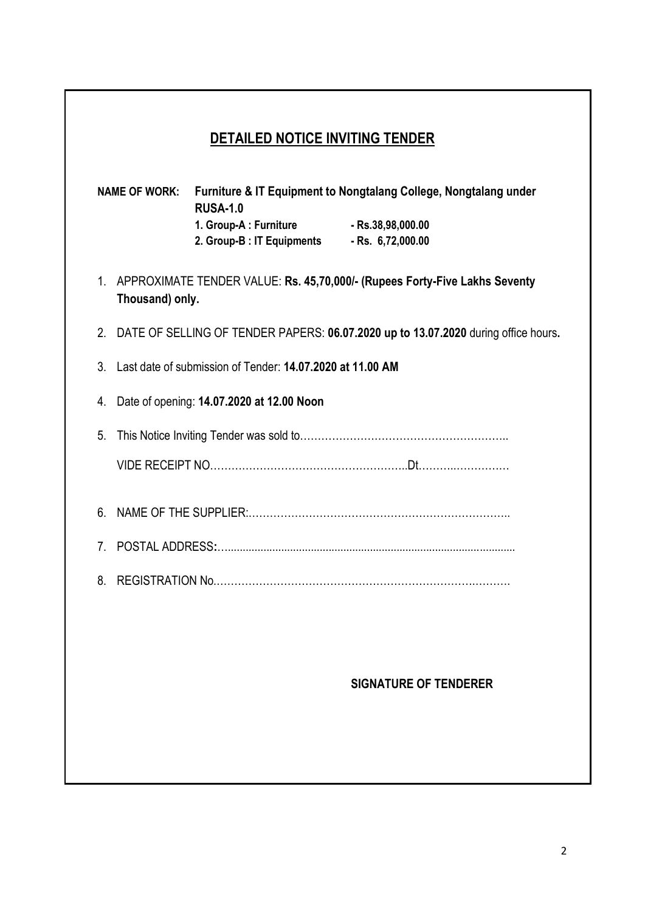## DETAILED NOTICE INVITING TENDER

**NAME OF WORK:** **Furniture & IT Equipment to Nongtalang College, Nongtalang under RUSA-1.0**

**1. Group-A : Furniture - Rs.38,98,000.00**

**2. Group-B : IT Equipments - Rs. 6,72,000.00**

1. APPROXIMATE TENDER VALUE: **Rs. 45,70,000/- (Rupees Forty-Five Lakhs Seventy Thousand) only.**
2. DATE OF SELLING OF TENDER PAPERS: **06.07.2020 up to 13.07.2020** during office hours**.**
3. Last date of submission of Tender: **14.07.2020 at 11.00 AM**
4. Date of opening: **14.07.2020 at 12.00 Noon**
5. This Notice Inviting Tender was sold to…………………………………………………..

   VIDE RECEIPT NO………………………………………………..Dt………..……………

6. NAME OF THE SUPPLIER:…………………………………………………………………..
7. POSTAL ADDRESS**:**…..................................................................................................
8. REGISTRATION No.………………………………………………………………….………

**SIGNATURE OF TENDERER**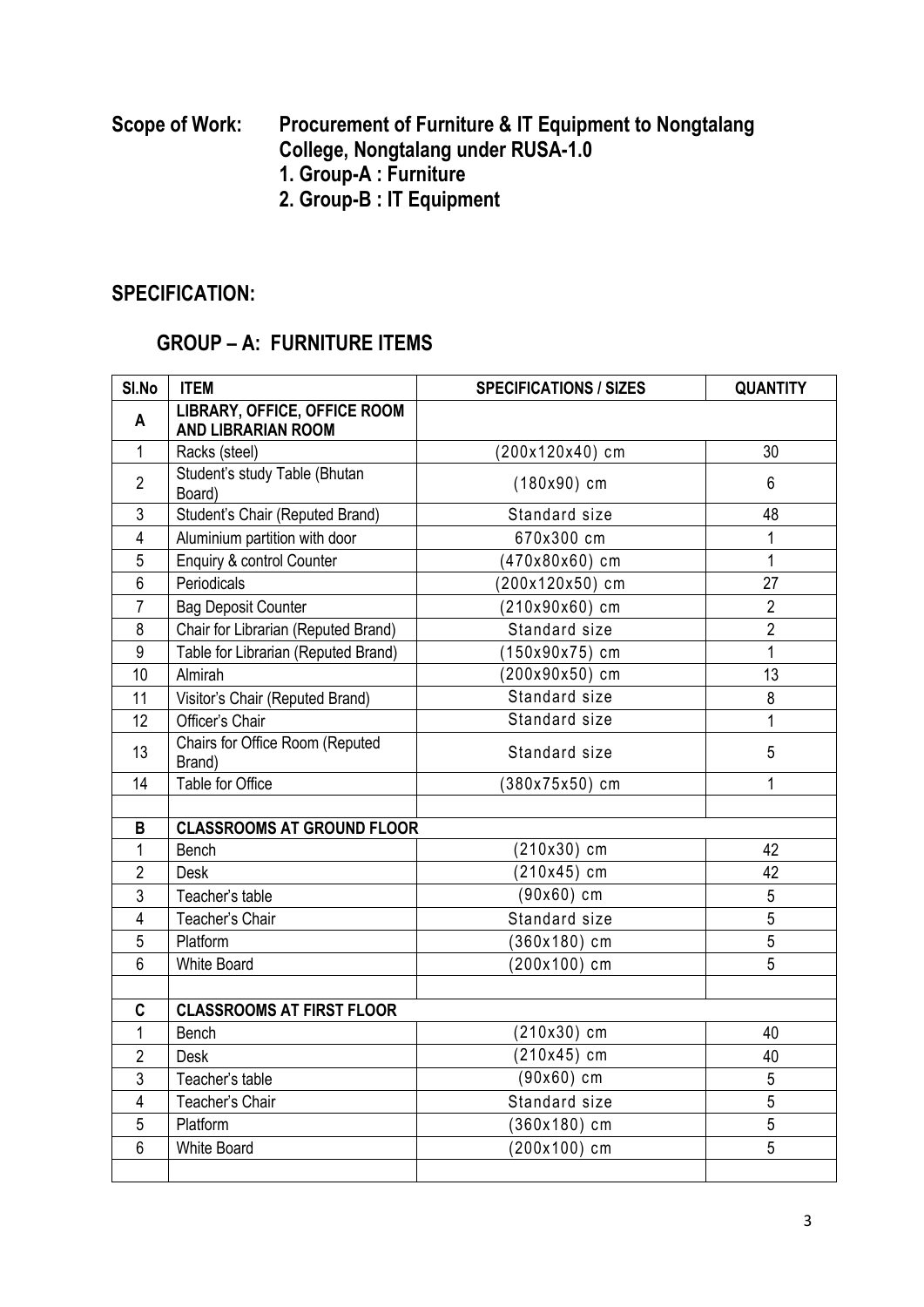**Scope of Work: Procurement of Furniture & IT Equipment to Nongtalang College, Nongtalang under RUSA-1.0**

1. Group-A : Furniture
2. Group-B : IT Equipment

## SPECIFICATION:

### GROUP – A: FURNITURE ITEMS

| Sl.No | ITEM | SPECIFICATIONS / SIZES | QUANTITY |
|---|---|---|---|
| **A** | **LIBRARY, OFFICE, OFFICE ROOM AND LIBRARIAN ROOM** | | |
| 1 | Racks (steel) | (200x120x40) cm | 30 |
| 2 | Student's study Table (Bhutan Board) | (180x90) cm | 6 |
| 3 | Student's Chair (Reputed Brand) | Standard size | 48 |
| 4 | Aluminium partition with door | 670x300 cm | 1 |
| 5 | Enquiry & control Counter | (470x80x60) cm | 1 |
| 6 | Periodicals | (200x120x50) cm | 27 |
| 7 | Bag Deposit Counter | (210x90x60) cm | 2 |
| 8 | Chair for Librarian (Reputed Brand) | Standard size | 2 |
| 9 | Table for Librarian (Reputed Brand) | (150x90x75) cm | 1 |
| 10 | Almirah | (200x90x50) cm | 13 |
| 11 | Visitor's Chair (Reputed Brand) | Standard size | 8 |
| 12 | Officer's Chair | Standard size | 1 |
| 13 | Chairs for Office Room (Reputed Brand) | Standard size | 5 |
| 14 | Table for Office | (380x75x50) cm | 1 |
| | | | |
| **B** | **CLASSROOMS AT GROUND FLOOR** | | |
| 1 | Bench | (210x30) cm | 42 |
| 2 | Desk | (210x45) cm | 42 |
| 3 | Teacher's table | (90x60) cm | 5 |
| 4 | Teacher's Chair | Standard size | 5 |
| 5 | Platform | (360x180) cm | 5 |
| 6 | White Board | (200x100) cm | 5 |
| | | | |
| **C** | **CLASSROOMS AT FIRST FLOOR** | | |
| 1 | Bench | (210x30) cm | 40 |
| 2 | Desk | (210x45) cm | 40 |
| 3 | Teacher's table | (90x60) cm | 5 |
| 4 | Teacher's Chair | Standard size | 5 |
| 5 | Platform | (360x180) cm | 5 |
| 6 | White Board | (200x100) cm | 5 |
| | | | |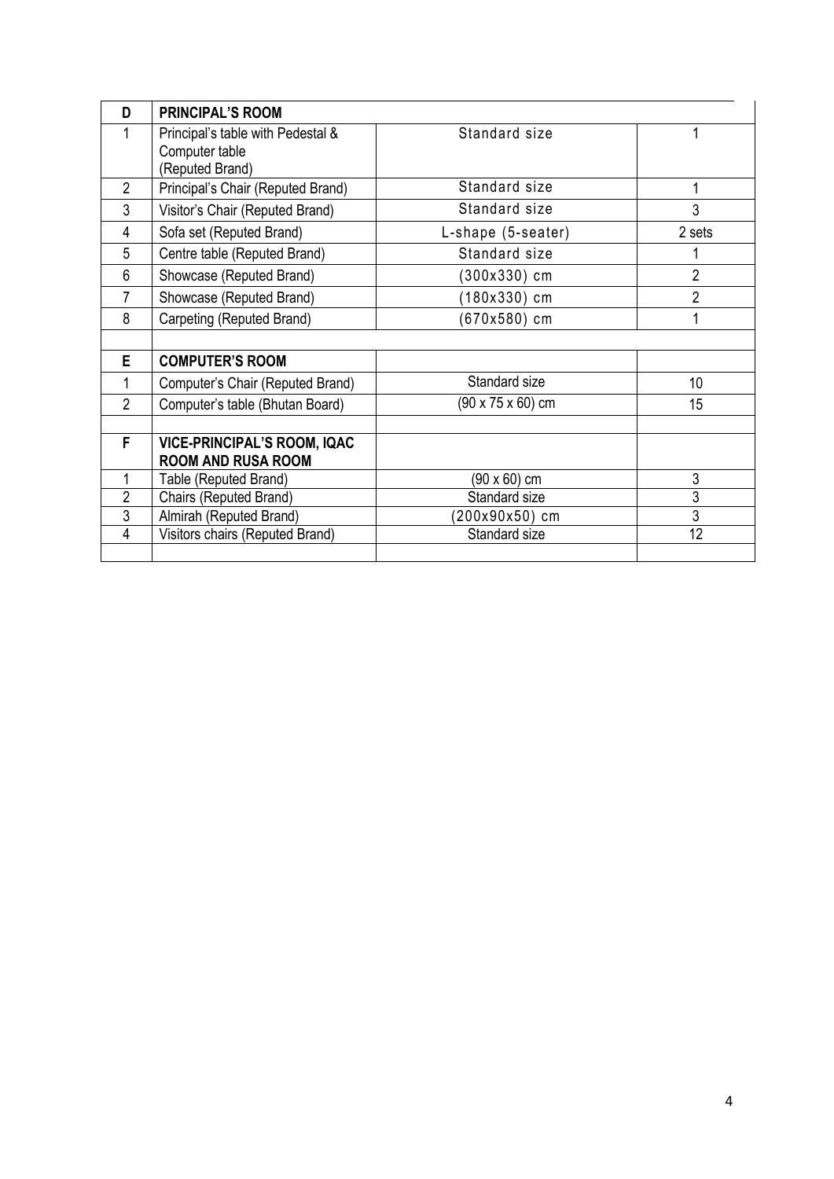| D | **PRINCIPAL'S ROOM** | | |
|---|---|---|---|
| 1 | Principal's table with Pedestal & Computer table (Reputed Brand) | Standard size | 1 |
| 2 | Principal's Chair (Reputed Brand) | Standard size | 1 |
| 3 | Visitor's Chair (Reputed Brand) | Standard size | 3 |
| 4 | Sofa set (Reputed Brand) | L-shape (5-seater) | 2 sets |
| 5 | Centre table (Reputed Brand) | Standard size | 1 |
| 6 | Showcase (Reputed Brand) | (300x330) cm | 2 |
| 7 | Showcase (Reputed Brand) | (180x330) cm | 2 |
| 8 | Carpeting (Reputed Brand) | (670x580) cm | 1 |
| | | | |
| **E** | **COMPUTER'S ROOM** | | |
| 1 | Computer's Chair (Reputed Brand) | Standard size | 10 |
| 2 | Computer's table (Bhutan Board) | (90 x 75 x 60) cm | 15 |
| | | | |
| **F** | **VICE-PRINCIPAL'S ROOM, IQAC ROOM AND RUSA ROOM** | | |
| 1 | Table (Reputed Brand) | (90 x 60) cm | 3 |
| 2 | Chairs (Reputed Brand) | Standard size | 3 |
| 3 | Almirah (Reputed Brand) | (200x90x50) cm | 3 |
| 4 | Visitors chairs (Reputed Brand) | Standard size | 12 |
| | | | |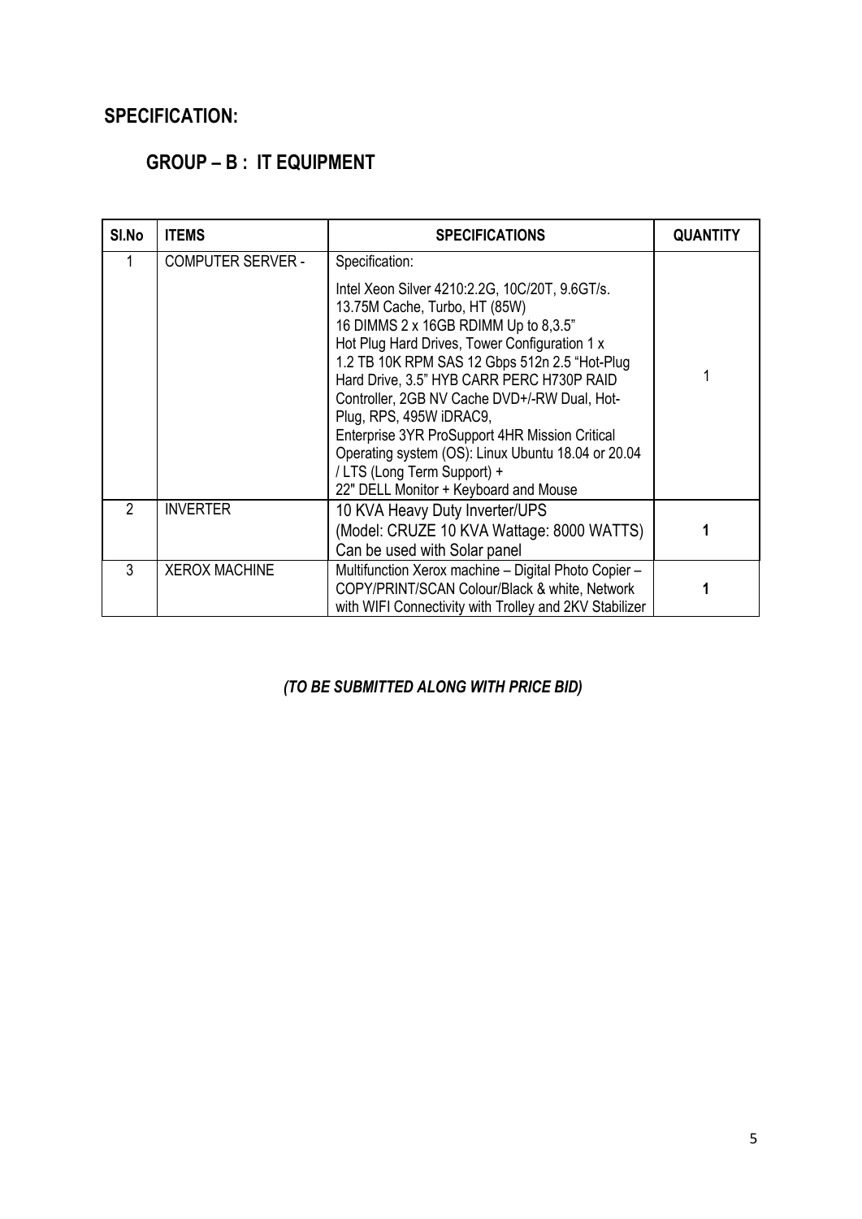## SPECIFICATION:

### GROUP – B : IT EQUIPMENT

| Sl.No | ITEMS | SPECIFICATIONS | QUANTITY |
|---|---|---|---|
| 1 | COMPUTER SERVER - | Specification:<br><br>Intel Xeon Silver 4210:2.2G, 10C/20T, 9.6GT/s. 13.75M Cache, Turbo, HT (85W) 16 DIMMS 2 x 16GB RDIMM Up to 8,3.5" Hot Plug Hard Drives, Tower Configuration 1 x 1.2 TB 10K RPM SAS 12 Gbps 512n 2.5 "Hot-Plug Hard Drive, 3.5" HYB CARR PERC H730P RAID Controller, 2GB NV Cache DVD+/-RW Dual, Hot-Plug, RPS, 495W iDRAC9,<br>Enterprise 3YR ProSupport 4HR Mission Critical Operating system (OS): Linux Ubuntu 18.04 or 20.04 / LTS (Long Term Support) +<br>22" DELL Monitor + Keyboard and Mouse | 1 |
| 2 | INVERTER | 10 KVA Heavy Duty Inverter/UPS<br>(Model: CRUZE 10 KVA Wattage: 8000 WATTS)<br>Can be used with Solar panel | **1** |
| 3 | XEROX MACHINE | Multifunction Xerox machine – Digital Photo Copier – COPY/PRINT/SCAN Colour/Black & white, Network with WIFI Connectivity with Trolley and 2KV Stabilizer | **1** |

***(TO BE SUBMITTED ALONG WITH PRICE BID)***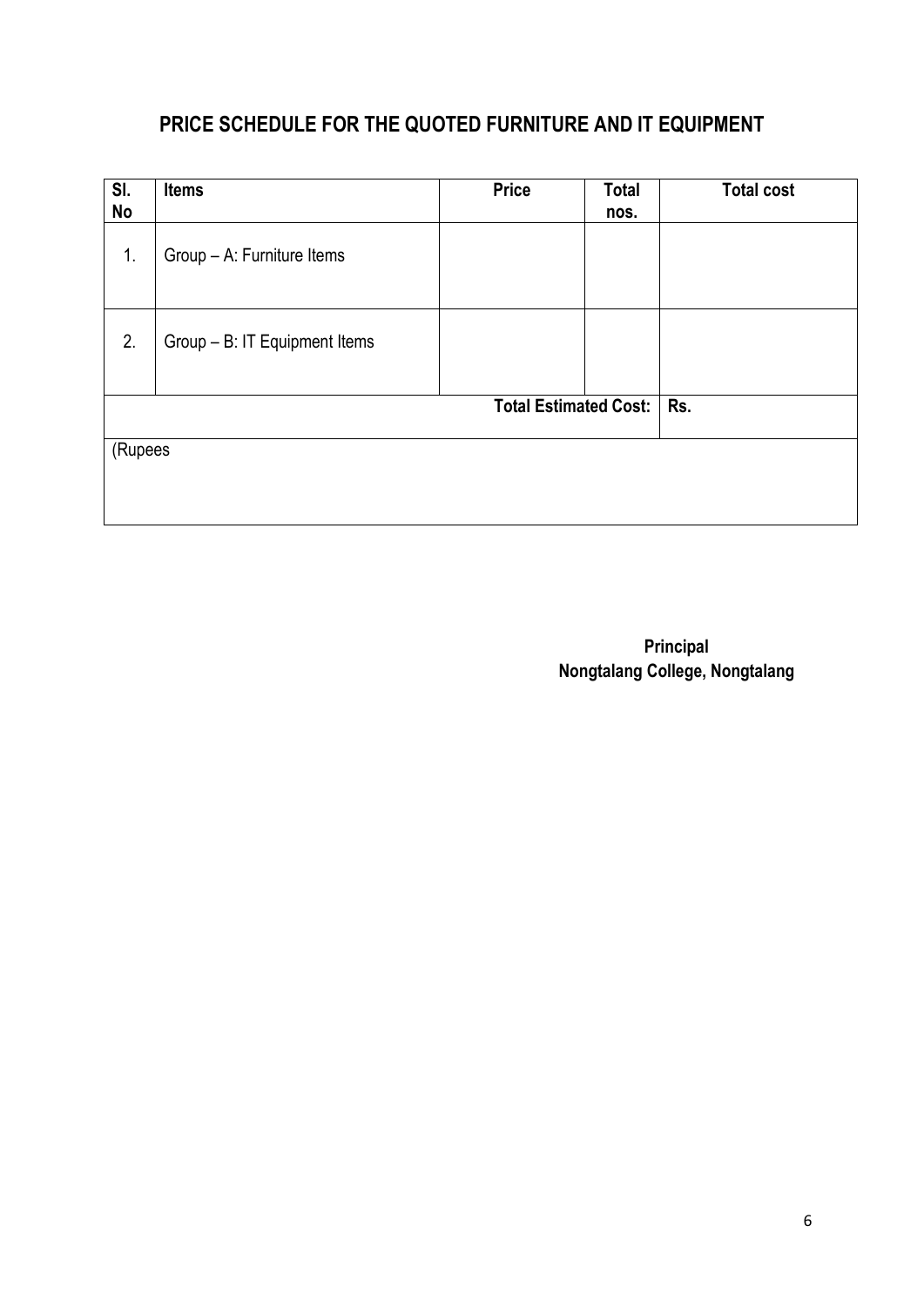# PRICE SCHEDULE FOR THE QUOTED FURNITURE AND IT EQUIPMENT

| Sl. No | Items | Price | Total nos. | Total cost |
|---|---|---|---|---|
| 1. | Group – A: Furniture Items | | | |
| 2. | Group – B: IT Equipment Items | | | |
| | | | **Total Estimated Cost:** | **Rs.** |
| (Rupees | | | | |

**Principal**
**Nongtalang College, Nongtalang**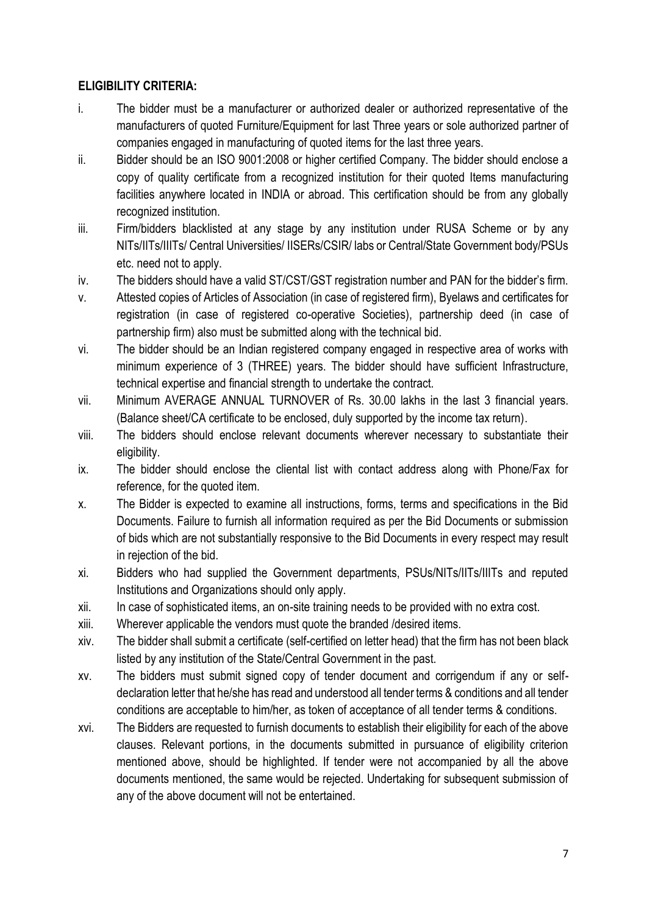**ELIGIBILITY CRITERIA:**

i. The bidder must be a manufacturer or authorized dealer or authorized representative of the manufacturers of quoted Furniture/Equipment for last Three years or sole authorized partner of companies engaged in manufacturing of quoted items for the last three years.

ii. Bidder should be an ISO 9001:2008 or higher certified Company. The bidder should enclose a copy of quality certificate from a recognized institution for their quoted Items manufacturing facilities anywhere located in INDIA or abroad. This certification should be from any globally recognized institution.

iii. Firm/bidders blacklisted at any stage by any institution under RUSA Scheme or by any NITs/IITs/IIITs/ Central Universities/ IISERs/CSIR/ labs or Central/State Government body/PSUs etc. need not to apply.

iv. The bidders should have a valid ST/CST/GST registration number and PAN for the bidder's firm.

v. Attested copies of Articles of Association (in case of registered firm), Byelaws and certificates for registration (in case of registered co-operative Societies), partnership deed (in case of partnership firm) also must be submitted along with the technical bid.

vi. The bidder should be an Indian registered company engaged in respective area of works with minimum experience of 3 (THREE) years. The bidder should have sufficient Infrastructure, technical expertise and financial strength to undertake the contract.

vii. Minimum AVERAGE ANNUAL TURNOVER of Rs. 30.00 lakhs in the last 3 financial years. (Balance sheet/CA certificate to be enclosed, duly supported by the income tax return).

viii. The bidders should enclose relevant documents wherever necessary to substantiate their eligibility.

ix. The bidder should enclose the cliental list with contact address along with Phone/Fax for reference, for the quoted item.

x. The Bidder is expected to examine all instructions, forms, terms and specifications in the Bid Documents. Failure to furnish all information required as per the Bid Documents or submission of bids which are not substantially responsive to the Bid Documents in every respect may result in rejection of the bid.

xi. Bidders who had supplied the Government departments, PSUs/NITs/IITs/IIITs and reputed Institutions and Organizations should only apply.

xii. In case of sophisticated items, an on-site training needs to be provided with no extra cost.

xiii. Wherever applicable the vendors must quote the branded /desired items.

xiv. The bidder shall submit a certificate (self-certified on letter head) that the firm has not been black listed by any institution of the State/Central Government in the past.

xv. The bidders must submit signed copy of tender document and corrigendum if any or self-declaration letter that he/she has read and understood all tender terms & conditions and all tender conditions are acceptable to him/her, as token of acceptance of all tender terms & conditions.

xvi. The Bidders are requested to furnish documents to establish their eligibility for each of the above clauses. Relevant portions, in the documents submitted in pursuance of eligibility criterion mentioned above, should be highlighted. If tender were not accompanied by all the above documents mentioned, the same would be rejected. Undertaking for subsequent submission of any of the above document will not be entertained.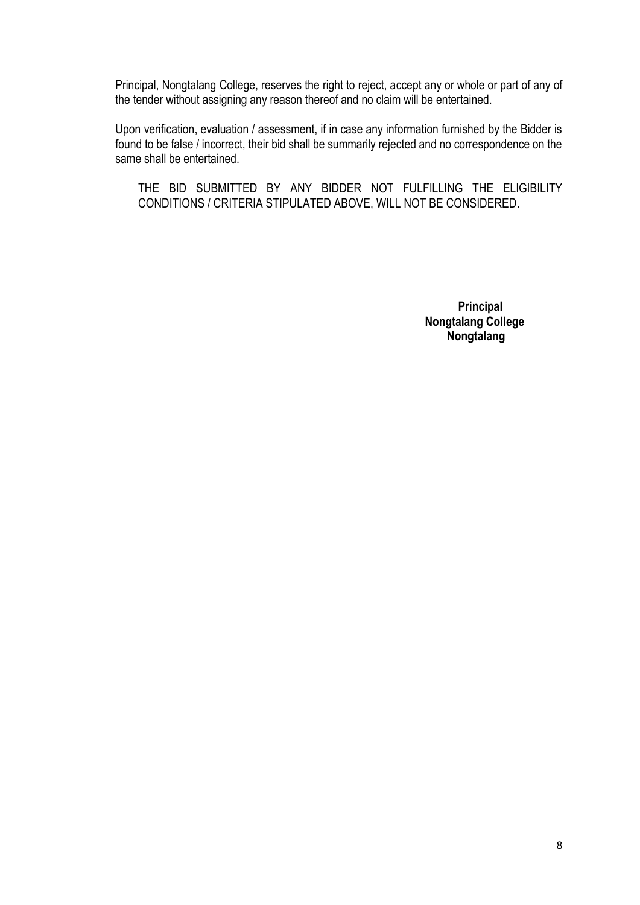Principal, Nongtalang College, reserves the right to reject, accept any or whole or part of any of the tender without assigning any reason thereof and no claim will be entertained.

Upon verification, evaluation / assessment, if in case any information furnished by the Bidder is found to be false / incorrect, their bid shall be summarily rejected and no correspondence on the same shall be entertained.

THE BID SUBMITTED BY ANY BIDDER NOT FULFILLING THE ELIGIBILITY CONDITIONS / CRITERIA STIPULATED ABOVE, WILL NOT BE CONSIDERED.

**Principal**
**Nongtalang College**
**Nongtalang**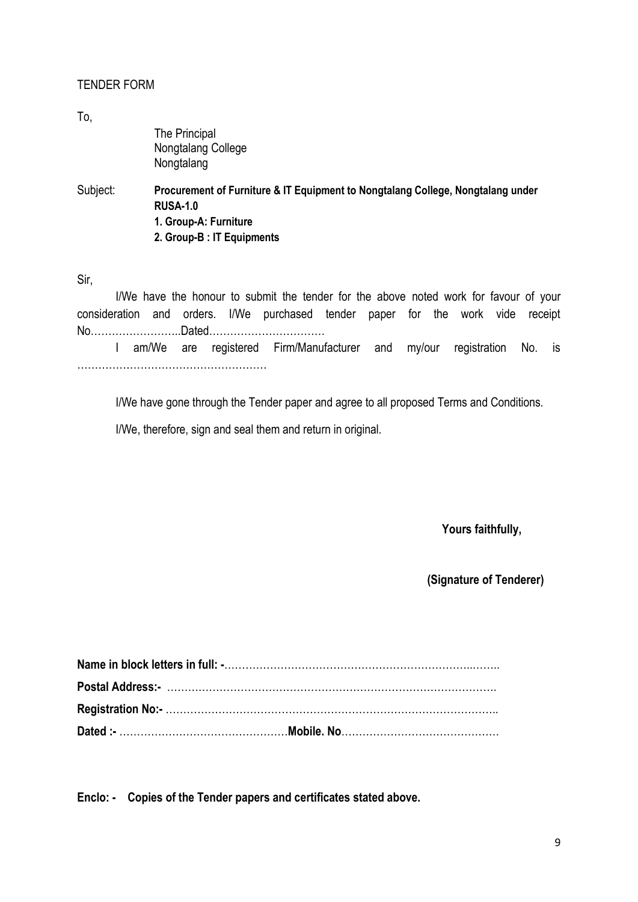TENDER FORM

To,

The Principal
Nongtalang College
Nongtalang

Subject: **Procurement of Furniture & IT Equipment to Nongtalang College, Nongtalang under RUSA-1.0**
**1. Group-A: Furniture**
**2. Group-B : IT Equipments**

Sir,

I/We have the honour to submit the tender for the above noted work for favour of your consideration and orders. I/We purchased tender paper for the work vide receipt No……………………..Dated……………………………

I am/We are registered Firm/Manufacturer and my/our registration No. is ………………………………………………

I/We have gone through the Tender paper and agree to all proposed Terms and Conditions.

I/We, therefore, sign and seal them and return in original.

**Yours faithfully,**

**(Signature of Tenderer)**

**Name in block letters in full: -**…………………………………………………………..……..

**Postal Address:-** ……………………………………………………………………………….

**Registration No:-** ……………………………………………………………………………….

**Dated :-** …………………………………………**Mobile. No**………………………………………

**Enclo: - Copies of the Tender papers and certificates stated above.**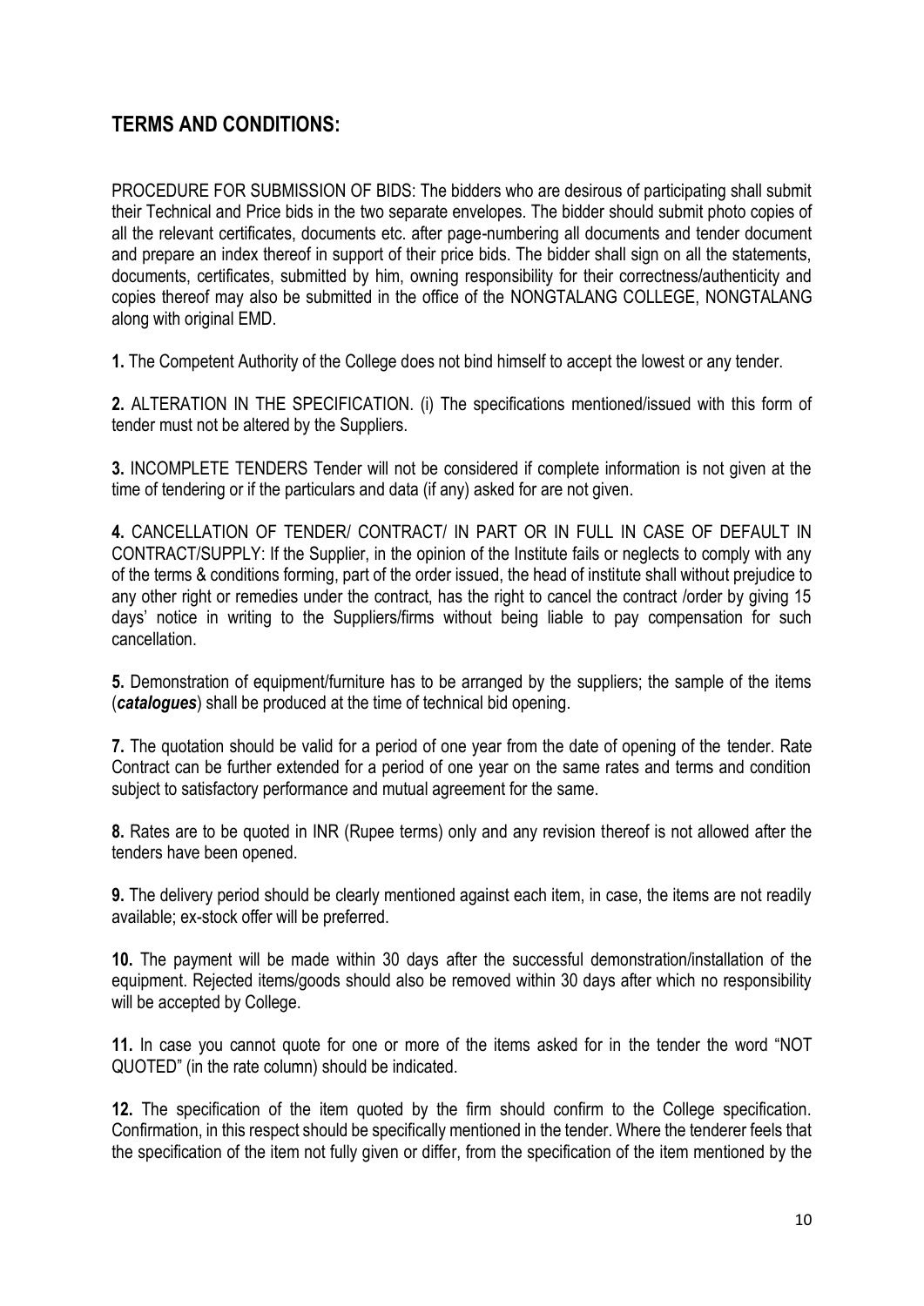## TERMS AND CONDITIONS:

PROCEDURE FOR SUBMISSION OF BIDS: The bidders who are desirous of participating shall submit their Technical and Price bids in the two separate envelopes. The bidder should submit photo copies of all the relevant certificates, documents etc. after page-numbering all documents and tender document and prepare an index thereof in support of their price bids. The bidder shall sign on all the statements, documents, certificates, submitted by him, owning responsibility for their correctness/authenticity and copies thereof may also be submitted in the office of the NONGTALANG COLLEGE, NONGTALANG along with original EMD.

**1.** The Competent Authority of the College does not bind himself to accept the lowest or any tender.

**2.** ALTERATION IN THE SPECIFICATION. (i) The specifications mentioned/issued with this form of tender must not be altered by the Suppliers.

**3.** INCOMPLETE TENDERS Tender will not be considered if complete information is not given at the time of tendering or if the particulars and data (if any) asked for are not given.

**4.** CANCELLATION OF TENDER/ CONTRACT/ IN PART OR IN FULL IN CASE OF DEFAULT IN CONTRACT/SUPPLY: If the Supplier, in the opinion of the Institute fails or neglects to comply with any of the terms & conditions forming, part of the order issued, the head of institute shall without prejudice to any other right or remedies under the contract, has the right to cancel the contract /order by giving 15 days' notice in writing to the Suppliers/firms without being liable to pay compensation for such cancellation.

**5.** Demonstration of equipment/furniture has to be arranged by the suppliers; the sample of the items (***catalogues***) shall be produced at the time of technical bid opening.

**7.** The quotation should be valid for a period of one year from the date of opening of the tender. Rate Contract can be further extended for a period of one year on the same rates and terms and condition subject to satisfactory performance and mutual agreement for the same.

**8.** Rates are to be quoted in INR (Rupee terms) only and any revision thereof is not allowed after the tenders have been opened.

**9.** The delivery period should be clearly mentioned against each item, in case, the items are not readily available; ex-stock offer will be preferred.

**10.** The payment will be made within 30 days after the successful demonstration/installation of the equipment. Rejected items/goods should also be removed within 30 days after which no responsibility will be accepted by College.

**11.** In case you cannot quote for one or more of the items asked for in the tender the word "NOT QUOTED" (in the rate column) should be indicated.

**12.** The specification of the item quoted by the firm should confirm to the College specification. Confirmation, in this respect should be specifically mentioned in the tender. Where the tenderer feels that the specification of the item not fully given or differ, from the specification of the item mentioned by the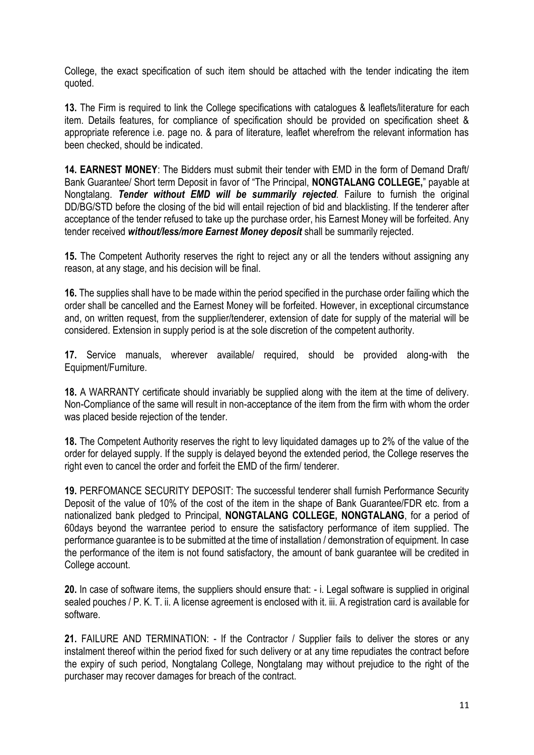College, the exact specification of such item should be attached with the tender indicating the item quoted.

**13.** The Firm is required to link the College specifications with catalogues & leaflets/literature for each item. Details features, for compliance of specification should be provided on specification sheet & appropriate reference i.e. page no. & para of literature, leaflet wherefrom the relevant information has been checked, should be indicated.

**14. EARNEST MONEY**: The Bidders must submit their tender with EMD in the form of Demand Draft/ Bank Guarantee/ Short term Deposit in favor of "The Principal, **NONGTALANG COLLEGE,**" payable at Nongtalang. ***Tender without EMD will be summarily rejected***. Failure to furnish the original DD/BG/STD before the closing of the bid will entail rejection of bid and blacklisting. If the tenderer after acceptance of the tender refused to take up the purchase order, his Earnest Money will be forfeited. Any tender received ***without/less/more Earnest Money deposit*** shall be summarily rejected.

**15.** The Competent Authority reserves the right to reject any or all the tenders without assigning any reason, at any stage, and his decision will be final.

**16.** The supplies shall have to be made within the period specified in the purchase order failing which the order shall be cancelled and the Earnest Money will be forfeited. However, in exceptional circumstance and, on written request, from the supplier/tenderer, extension of date for supply of the material will be considered. Extension in supply period is at the sole discretion of the competent authority.

**17.** Service manuals, wherever available/ required, should be provided along-with the Equipment/Furniture.

**18.** A WARRANTY certificate should invariably be supplied along with the item at the time of delivery. Non-Compliance of the same will result in non-acceptance of the item from the firm with whom the order was placed beside rejection of the tender.

**18.** The Competent Authority reserves the right to levy liquidated damages up to 2% of the value of the order for delayed supply. If the supply is delayed beyond the extended period, the College reserves the right even to cancel the order and forfeit the EMD of the firm/ tenderer.

**19.** PERFOMANCE SECURITY DEPOSIT: The successful tenderer shall furnish Performance Security Deposit of the value of 10% of the cost of the item in the shape of Bank Guarantee/FDR etc. from a nationalized bank pledged to Principal, **NONGTALANG COLLEGE, NONGTALANG**, for a period of 60days beyond the warrantee period to ensure the satisfactory performance of item supplied. The performance guarantee is to be submitted at the time of installation / demonstration of equipment. In case the performance of the item is not found satisfactory, the amount of bank guarantee will be credited in College account.

**20.** In case of software items, the suppliers should ensure that: - i. Legal software is supplied in original sealed pouches / P. K. T. ii. A license agreement is enclosed with it. iii. A registration card is available for software.

**21.** FAILURE AND TERMINATION: - If the Contractor / Supplier fails to deliver the stores or any instalment thereof within the period fixed for such delivery or at any time repudiates the contract before the expiry of such period, Nongtalang College, Nongtalang may without prejudice to the right of the purchaser may recover damages for breach of the contract.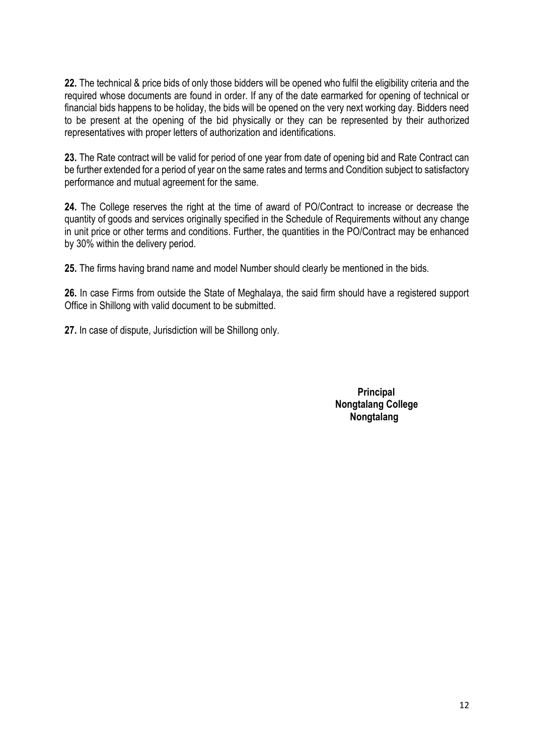**22.** The technical & price bids of only those bidders will be opened who fulfil the eligibility criteria and the required whose documents are found in order. If any of the date earmarked for opening of technical or financial bids happens to be holiday, the bids will be opened on the very next working day. Bidders need to be present at the opening of the bid physically or they can be represented by their authorized representatives with proper letters of authorization and identifications.

**23.** The Rate contract will be valid for period of one year from date of opening bid and Rate Contract can be further extended for a period of year on the same rates and terms and Condition subject to satisfactory performance and mutual agreement for the same.

**24.** The College reserves the right at the time of award of PO/Contract to increase or decrease the quantity of goods and services originally specified in the Schedule of Requirements without any change in unit price or other terms and conditions. Further, the quantities in the PO/Contract may be enhanced by 30% within the delivery period.

**25.** The firms having brand name and model Number should clearly be mentioned in the bids.

**26.** In case Firms from outside the State of Meghalaya, the said firm should have a registered support Office in Shillong with valid document to be submitted.

**27.** In case of dispute, Jurisdiction will be Shillong only.

**Principal**
**Nongtalang College**
**Nongtalang**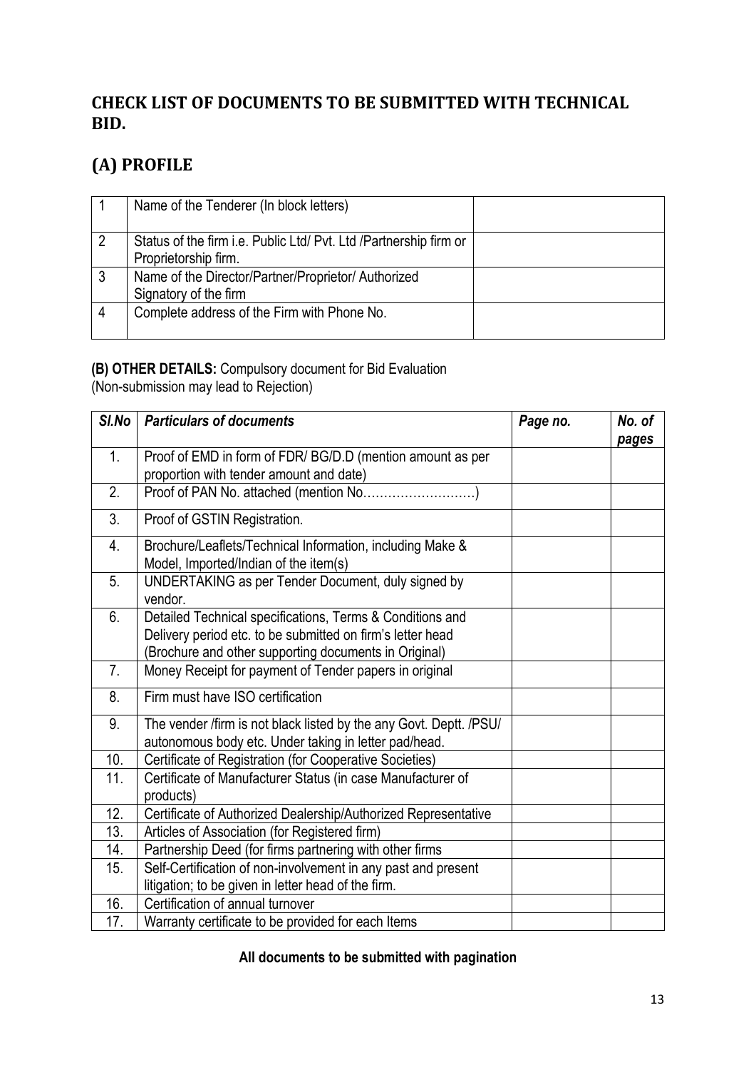## CHECK LIST OF DOCUMENTS TO BE SUBMITTED WITH TECHNICAL BID.

## (A) PROFILE

| | | |
|---|---|---|
| 1 | Name of the Tenderer (In block letters) | |
| 2 | Status of the firm i.e. Public Ltd/ Pvt. Ltd /Partnership firm or Proprietorship firm. | |
| 3 | Name of the Director/Partner/Proprietor/ Authorized Signatory of the firm | |
| 4 | Complete address of the Firm with Phone No. | |

**(B) OTHER DETAILS:** Compulsory document for Bid Evaluation
(Non-submission may lead to Rejection)

| *Sl.No* | *Particulars of documents* | *Page no.* | *No. of pages* |
|---|---|---|---|
| 1. | Proof of EMD in form of FDR/ BG/D.D (mention amount as per proportion with tender amount and date) | | |
| 2. | Proof of PAN No. attached (mention No………………………) | | |
| 3. | Proof of GSTIN Registration. | | |
| 4. | Brochure/Leaflets/Technical Information, including Make & Model, Imported/Indian of the item(s) | | |
| 5. | UNDERTAKING as per Tender Document, duly signed by vendor. | | |
| 6. | Detailed Technical specifications, Terms & Conditions and Delivery period etc. to be submitted on firm's letter head (Brochure and other supporting documents in Original) | | |
| 7. | Money Receipt for payment of Tender papers in original | | |
| 8. | Firm must have ISO certification | | |
| 9. | The vender /firm is not black listed by the any Govt. Deptt. /PSU/ autonomous body etc. Under taking in letter pad/head. | | |
| 10. | Certificate of Registration (for Cooperative Societies) | | |
| 11. | Certificate of Manufacturer Status (in case Manufacturer of products) | | |
| 12. | Certificate of Authorized Dealership/Authorized Representative | | |
| 13. | Articles of Association (for Registered firm) | | |
| 14. | Partnership Deed (for firms partnering with other firms | | |
| 15. | Self-Certification of non-involvement in any past and present litigation; to be given in letter head of the firm. | | |
| 16. | Certification of annual turnover | | |
| 17. | Warranty certificate to be provided for each Items | | |

**All documents to be submitted with pagination**